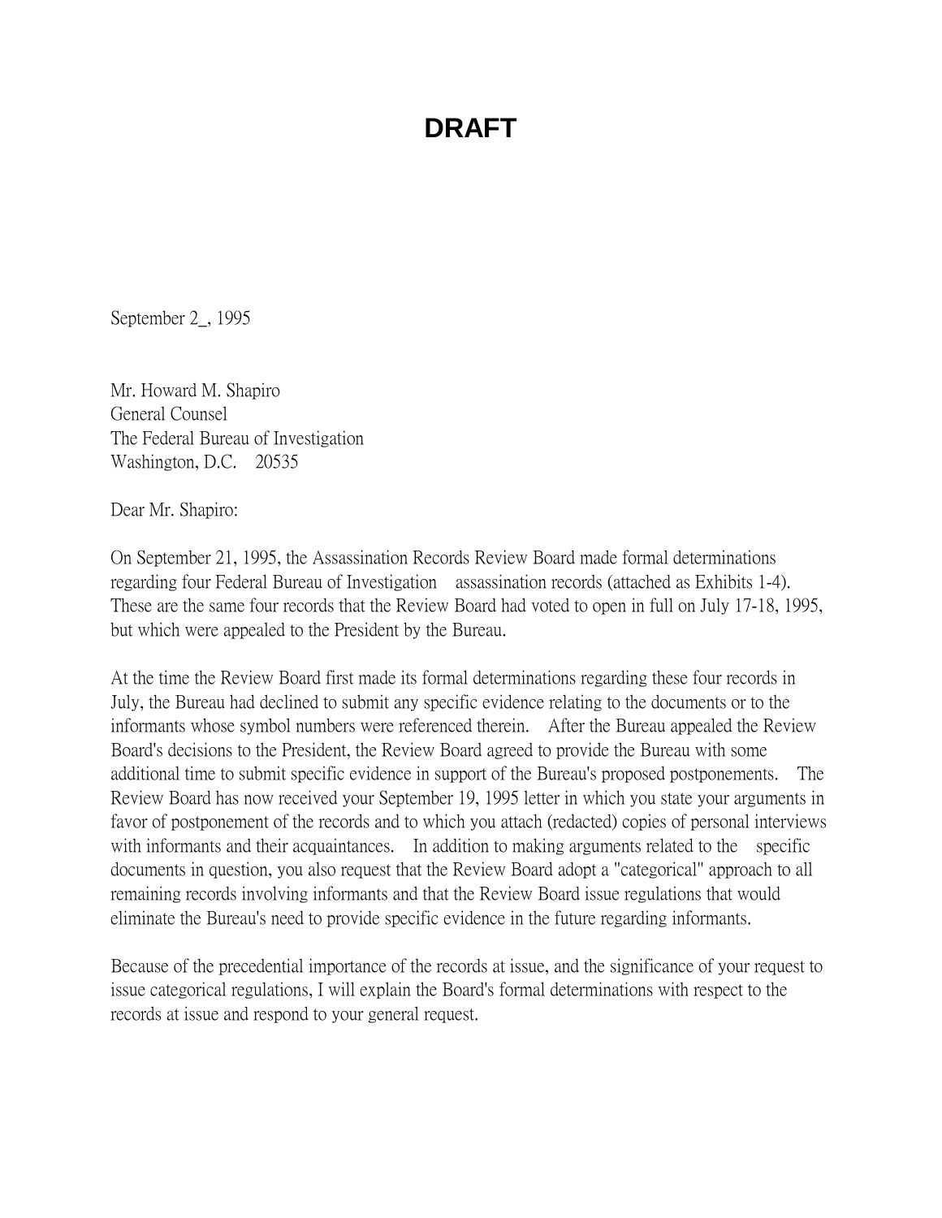# DRAFT

September 2_, 1995

Mr. Howard M. Shapiro
General Counsel
The Federal Bureau of Investigation
Washington, D.C. 20535

Dear Mr. Shapiro:

On September 21, 1995, the Assassination Records Review Board made formal determinations regarding four Federal Bureau of Investigation assassination records (attached as Exhibits 1-4). These are the same four records that the Review Board had voted to open in full on July 17-18, 1995, but which were appealed to the President by the Bureau.

At the time the Review Board first made its formal determinations regarding these four records in July, the Bureau had declined to submit any specific evidence relating to the documents or to the informants whose symbol numbers were referenced therein. After the Bureau appealed the Review Board's decisions to the President, the Review Board agreed to provide the Bureau with some additional time to submit specific evidence in support of the Bureau's proposed postponements. The Review Board has now received your September 19, 1995 letter in which you state your arguments in favor of postponement of the records and to which you attach (redacted) copies of personal interviews with informants and their acquaintances. In addition to making arguments related to the specific documents in question, you also request that the Review Board adopt a "categorical" approach to all remaining records involving informants and that the Review Board issue regulations that would eliminate the Bureau's need to provide specific evidence in the future regarding informants.

Because of the precedential importance of the records at issue, and the significance of your request to issue categorical regulations, I will explain the Board's formal determinations with respect to the records at issue and respond to your general request.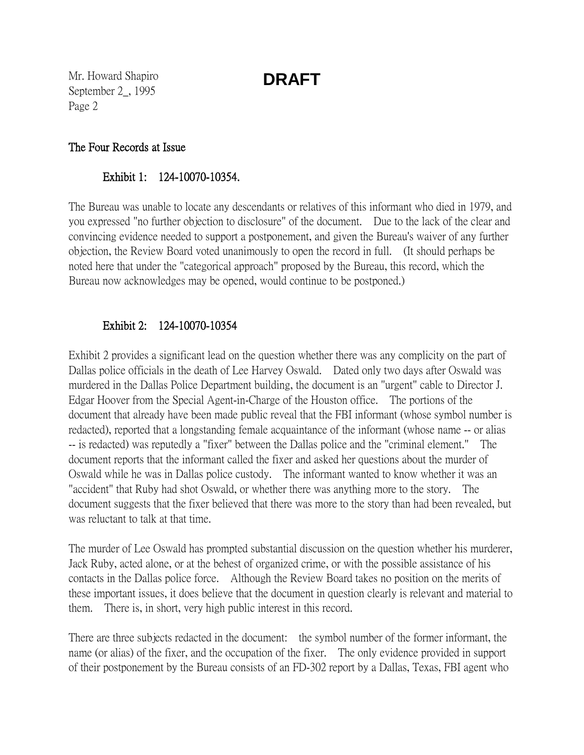Mr. Howard Shapiro
September 2_, 1995
Page 2

**DRAFT**

## The Four Records at Issue

### Exhibit 1: 124-10070-10354.

The Bureau was unable to locate any descendants or relatives of this informant who died in 1979, and you expressed "no further objection to disclosure" of the document. Due to the lack of the clear and convincing evidence needed to support a postponement, and given the Bureau's waiver of any further objection, the Review Board voted unanimously to open the record in full. (It should perhaps be noted here that under the "categorical approach" proposed by the Bureau, this record, which the Bureau now acknowledges may be opened, would continue to be postponed.)

### Exhibit 2: 124-10070-10354

Exhibit 2 provides a significant lead on the question whether there was any complicity on the part of Dallas police officials in the death of Lee Harvey Oswald. Dated only two days after Oswald was murdered in the Dallas Police Department building, the document is an "urgent" cable to Director J. Edgar Hoover from the Special Agent-in-Charge of the Houston office. The portions of the document that already have been made public reveal that the FBI informant (whose symbol number is redacted), reported that a longstanding female acquaintance of the informant (whose name -- or alias -- is redacted) was reputedly a "fixer" between the Dallas police and the "criminal element." The document reports that the informant called the fixer and asked her questions about the murder of Oswald while he was in Dallas police custody. The informant wanted to know whether it was an "accident" that Ruby had shot Oswald, or whether there was anything more to the story. The document suggests that the fixer believed that there was more to the story than had been revealed, but was reluctant to talk at that time.

The murder of Lee Oswald has prompted substantial discussion on the question whether his murderer, Jack Ruby, acted alone, or at the behest of organized crime, or with the possible assistance of his contacts in the Dallas police force. Although the Review Board takes no position on the merits of these important issues, it does believe that the document in question clearly is relevant and material to them. There is, in short, very high public interest in this record.

There are three subjects redacted in the document: the symbol number of the former informant, the name (or alias) of the fixer, and the occupation of the fixer. The only evidence provided in support of their postponement by the Bureau consists of an FD-302 report by a Dallas, Texas, FBI agent who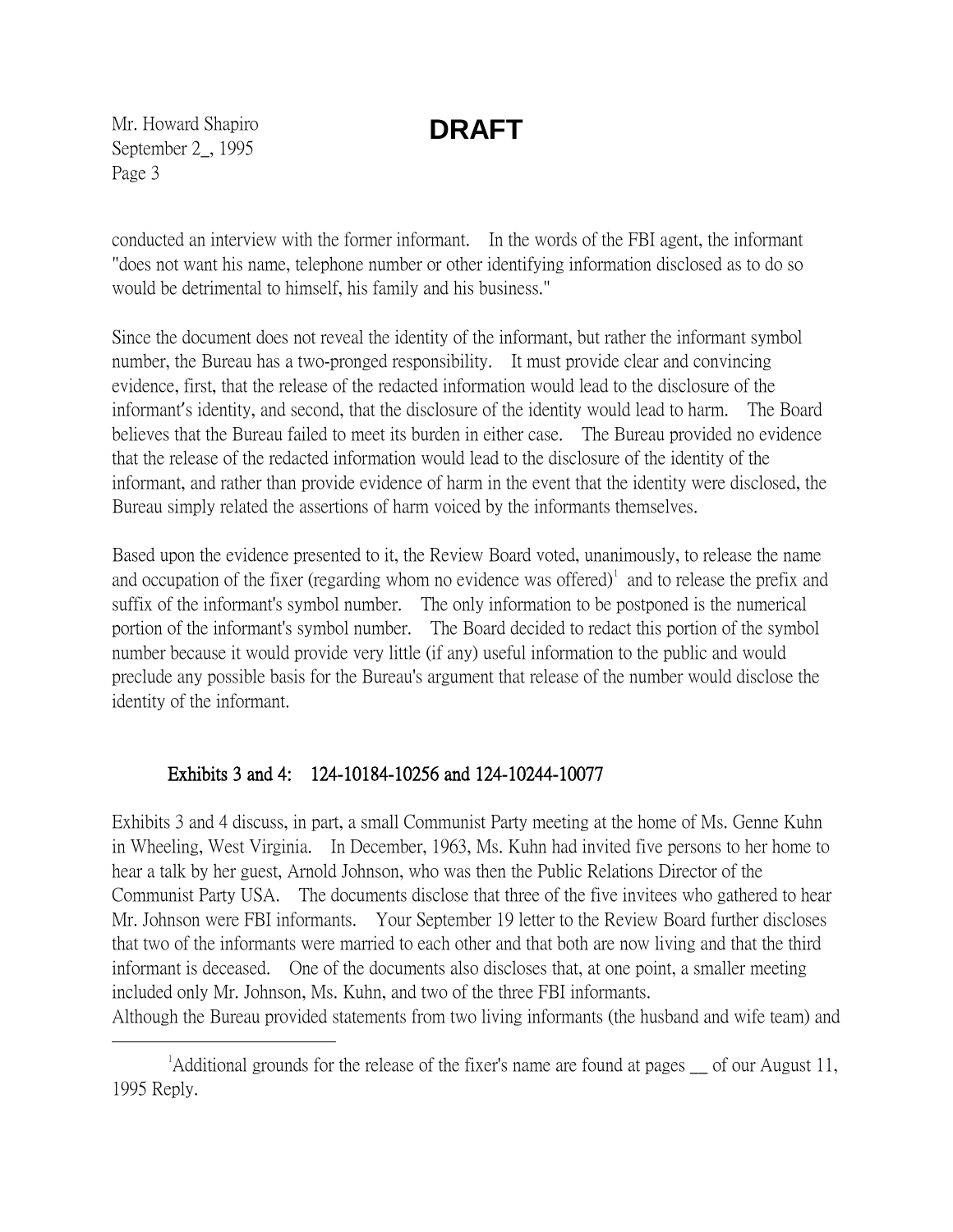conducted an interview with the former informant. In the words of the FBI agent, the informant "does not want his name, telephone number or other identifying information disclosed as to do so would be detrimental to himself, his family and his business."

Since the document does not reveal the identity of the informant, but rather the informant symbol number, the Bureau has a two-pronged responsibility. It must provide clear and convincing evidence, first, that the release of the redacted information would lead to the disclosure of the informant's identity, and second, that the disclosure of the identity would lead to harm. The Board believes that the Bureau failed to meet its burden in either case. The Bureau provided no evidence that the release of the redacted information would lead to the disclosure of the identity of the informant, and rather than provide evidence of harm in the event that the identity were disclosed, the Bureau simply related the assertions of harm voiced by the informants themselves.

Based upon the evidence presented to it, the Review Board voted, unanimously, to release the name and occupation of the fixer (regarding whom no evidence was offered)[1] and to release the prefix and suffix of the informant's symbol number. The only information to be postponed is the numerical portion of the informant's symbol number. The Board decided to redact this portion of the symbol number because it would provide very little (if any) useful information to the public and would preclude any possible basis for the Bureau's argument that release of the number would disclose the identity of the informant.

**Exhibits 3 and 4: 124-10184-10256 and 124-10244-10077**

Exhibits 3 and 4 discuss, in part, a small Communist Party meeting at the home of Ms. Genne Kuhn in Wheeling, West Virginia. In December, 1963, Ms. Kuhn had invited five persons to her home to hear a talk by her guest, Arnold Johnson, who was then the Public Relations Director of the Communist Party USA. The documents disclose that three of the five invitees who gathered to hear Mr. Johnson were FBI informants. Your September 19 letter to the Review Board further discloses that two of the informants were married to each other and that both are now living and that the third informant is deceased. One of the documents also discloses that, at one point, a smaller meeting included only Mr. Johnson, Ms. Kuhn, and two of the three FBI informants.
Although the Bureau provided statements from two living informants (the husband and wife team) and

[1] Additional grounds for the release of the fixer's name are found at pages __ of our August 11, 1995 Reply.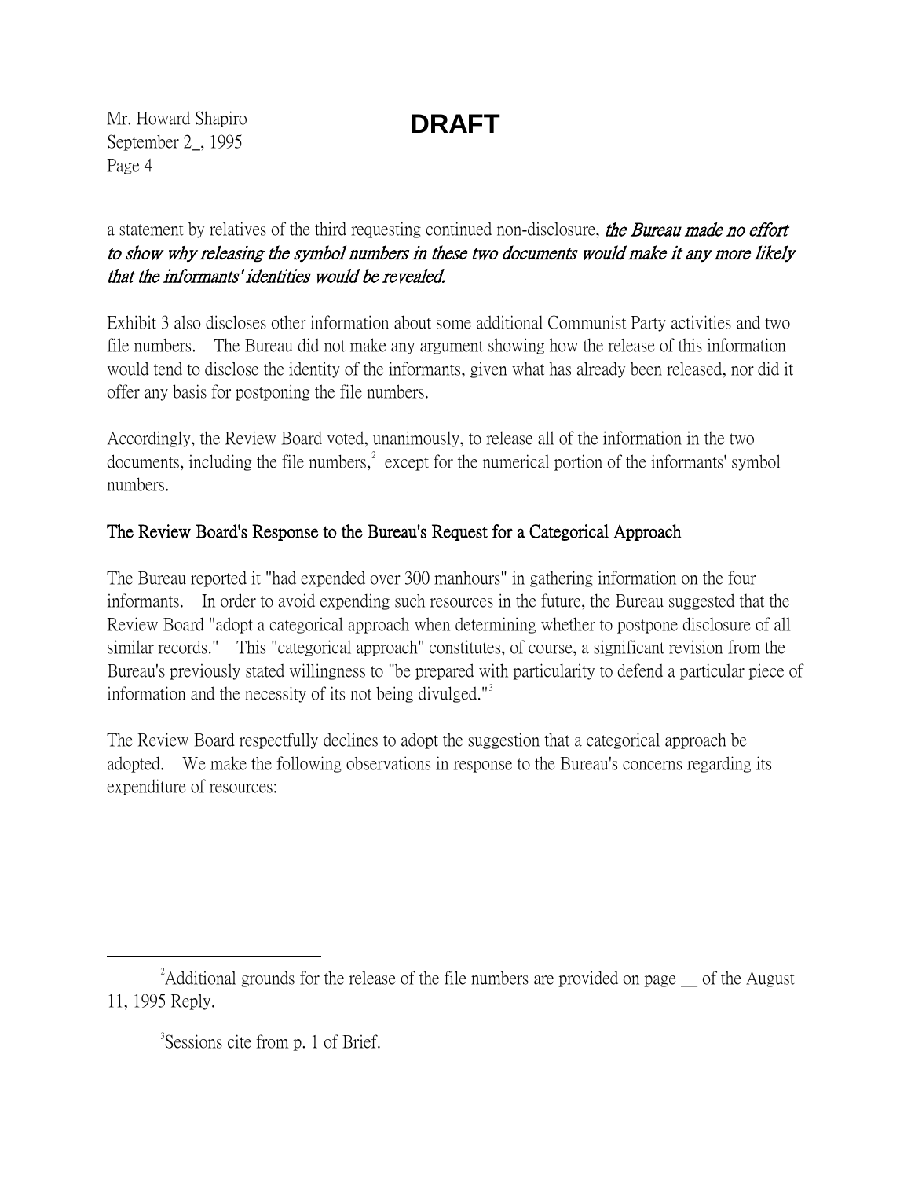**DRAFT**

a statement by relatives of the third requesting continued non-disclosure, ***the Bureau made no effort to show why releasing the symbol numbers in these two documents would make it any more likely that the informants' identities would be revealed.***

Exhibit 3 also discloses other information about some additional Communist Party activities and two file numbers. The Bureau did not make any argument showing how the release of this information would tend to disclose the identity of the informants, given what has already been released, nor did it offer any basis for postponing the file numbers.

Accordingly, the Review Board voted, unanimously, to release all of the information in the two documents, including the file numbers,[2] except for the numerical portion of the informants' symbol numbers.

## The Review Board's Response to the Bureau's Request for a Categorical Approach

The Bureau reported it "had expended over 300 manhours" in gathering information on the four informants. In order to avoid expending such resources in the future, the Bureau suggested that the Review Board "adopt a categorical approach when determining whether to postpone disclosure of all similar records." This "categorical approach" constitutes, of course, a significant revision from the Bureau's previously stated willingness to "be prepared with particularity to defend a particular piece of information and the necessity of its not being divulged."[3]

The Review Board respectfully declines to adopt the suggestion that a categorical approach be adopted. We make the following observations in response to the Bureau's concerns regarding its expenditure of resources:

---

[2] Additional grounds for the release of the file numbers are provided on page __ of the August 11, 1995 Reply.

[3] Sessions cite from p. 1 of Brief.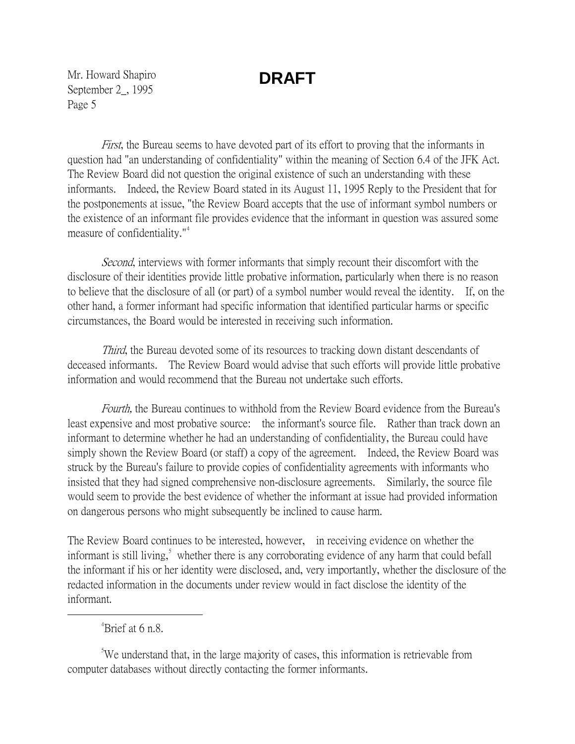**DRAFT**

*First*, the Bureau seems to have devoted part of its effort to proving that the informants in question had "an understanding of confidentiality" within the meaning of Section 6.4 of the JFK Act. The Review Board did not question the original existence of such an understanding with these informants. Indeed, the Review Board stated in its August 11, 1995 Reply to the President that for the postponements at issue, "the Review Board accepts that the use of informant symbol numbers or the existence of an informant file provides evidence that the informant in question was assured some measure of confidentiality."[4]

*Second*, interviews with former informants that simply recount their discomfort with the disclosure of their identities provide little probative information, particularly when there is no reason to believe that the disclosure of all (or part) of a symbol number would reveal the identity. If, on the other hand, a former informant had specific information that identified particular harms or specific circumstances, the Board would be interested in receiving such information.

*Third*, the Bureau devoted some of its resources to tracking down distant descendants of deceased informants. The Review Board would advise that such efforts will provide little probative information and would recommend that the Bureau not undertake such efforts.

*Fourth,* the Bureau continues to withhold from the Review Board evidence from the Bureau's least expensive and most probative source: the informant's source file. Rather than track down an informant to determine whether he had an understanding of confidentiality, the Bureau could have simply shown the Review Board (or staff) a copy of the agreement. Indeed, the Review Board was struck by the Bureau's failure to provide copies of confidentiality agreements with informants who insisted that they had signed comprehensive non-disclosure agreements. Similarly, the source file would seem to provide the best evidence of whether the informant at issue had provided information on dangerous persons who might subsequently be inclined to cause harm.

The Review Board continues to be interested, however, in receiving evidence on whether the informant is still living,[5] whether there is any corroborating evidence of any harm that could befall the informant if his or her identity were disclosed, and, very importantly, whether the disclosure of the redacted information in the documents under review would in fact disclose the identity of the informant.

---

[4] Brief at 6 n.8.

[5] We understand that, in the large majority of cases, this information is retrievable from computer databases without directly contacting the former informants.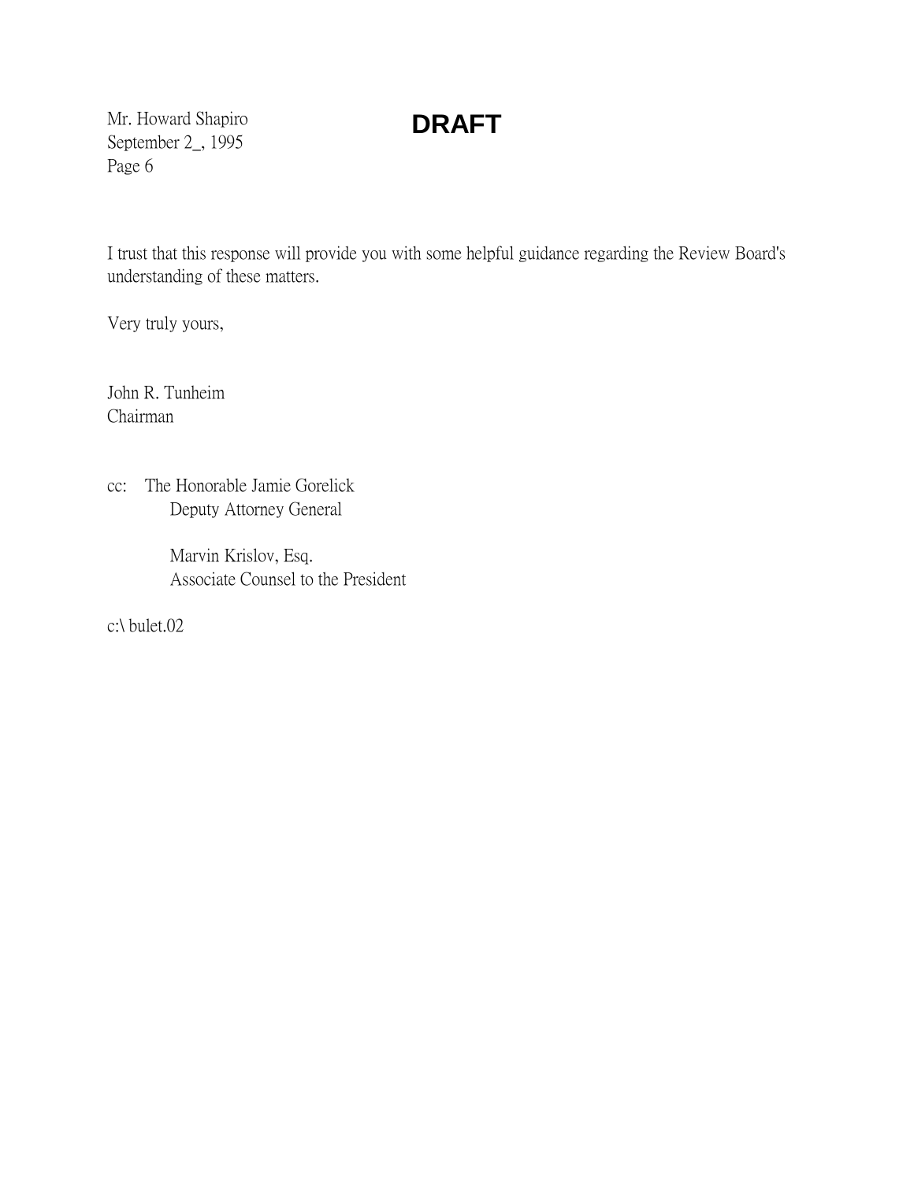**DRAFT**

I trust that this response will provide you with some helpful guidance regarding the Review Board's understanding of these matters.

Very truly yours,

John R. Tunheim
Chairman

cc: The Honorable Jamie Gorelick
Deputy Attorney General

Marvin Krislov, Esq.
Associate Counsel to the President

c:\ bulet.02